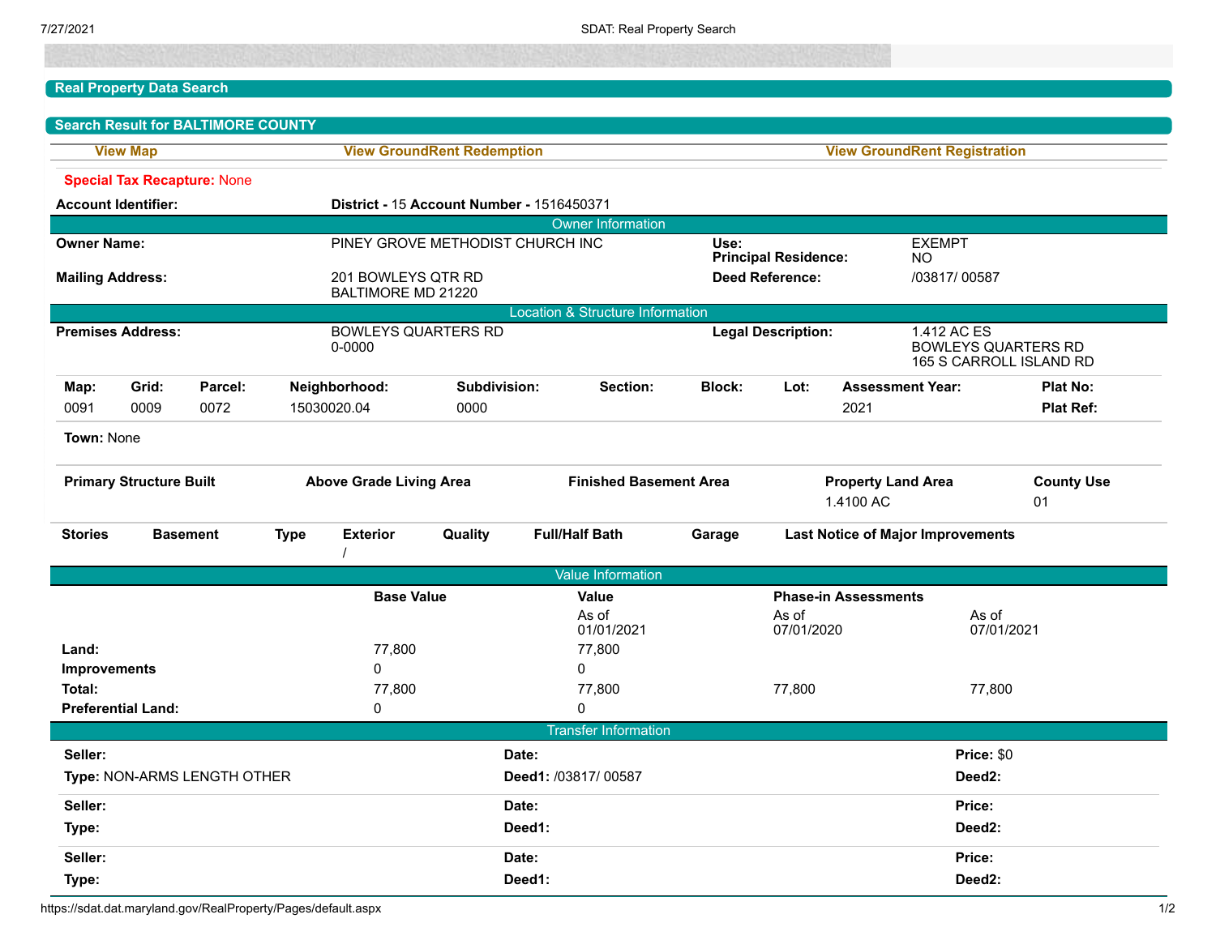## Real Property Data Search

## Search Result for BALTIMORE COUNTY

View Map | View GroundRent Redemption | View GroundRent Registration

**Special Tax Recapture:** None

**Account Identifier:** **District -** 15 **Account Number -** 1516450371

### Owner Information

| | | | |
|---|---|---|---|
| **Owner Name:** | PINEY GROVE METHODIST CHURCH INC | **Use:**<br>**Principal Residence:** | EXEMPT<br>NO |
| **Mailing Address:** | 201 BOWLEYS QTR RD<br>BALTIMORE MD 21220 | **Deed Reference:** | /03817/ 00587 |

### Location & Structure Information

| | | | |
|---|---|---|---|
| **Premises Address:** | BOWLEYS QUARTERS RD<br>0-0000 | **Legal Description:** | 1.412 AC ES<br>BOWLEYS QUARTERS RD<br>165 S CARROLL ISLAND RD |

| Map: | Grid: | Parcel: | Neighborhood: | Subdivision: | Section: | Block: | Lot: | Assessment Year: | Plat No: |
|---|---|---|---|---|---|---|---|---|---|
| 0091 | 0009 | 0072 | 15030020.04 | 0000 | | | | 2021 | **Plat Ref:** |

**Town:** None

| Primary Structure Built | Above Grade Living Area | Finished Basement Area | Property Land Area | County Use |
|---|---|---|---|---|
| | | | 1.4100 AC | 01 |

| Stories | Basement | Type | Exterior | Quality | Full/Half Bath | Garage | Last Notice of Major Improvements |
|---|---|---|---|---|---|---|---|
| | | | / | | | | |

### Value Information

| | Base Value | Value<br>As of<br>01/01/2021 | Phase-in Assessments<br>As of<br>07/01/2020 | <br>As of<br>07/01/2021 |
|---|---|---|---|---|
| **Land:** | 77,800 | 77,800 | | |
| **Improvements** | 0 | 0 | | |
| **Total:** | 77,800 | 77,800 | 77,800 | 77,800 |
| **Preferential Land:** | 0 | 0 | | |

### Transfer Information

| | | |
|---|---|---|
| **Seller:** | **Date:** | **Price:** $0 |
| **Type:** NON-ARMS LENGTH OTHER | **Deed1:** /03817/ 00587 | **Deed2:** |
| **Seller:** | **Date:** | **Price:** |
| **Type:** | **Deed1:** | **Deed2:** |
| **Seller:** | **Date:** | **Price:** |
| **Type:** | **Deed1:** | **Deed2:** |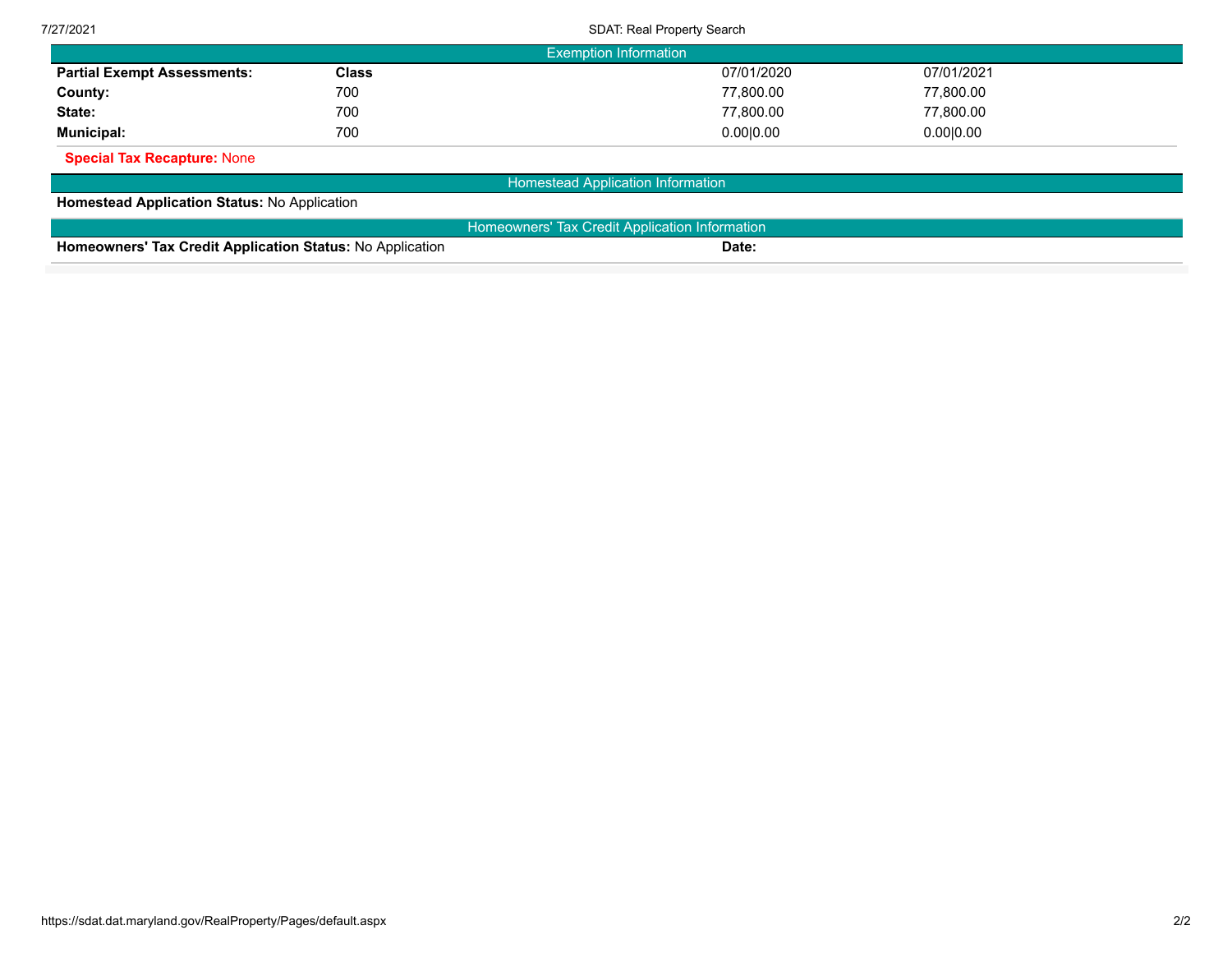## Exemption Information

| Partial Exempt Assessments: | Class | 07/01/2020 | 07/01/2021 |
|---|---|---|---|
| **County:** | 700 | 77,800.00 | 77,800.00 |
| **State:** | 700 | 77,800.00 | 77,800.00 |
| **Municipal:** | 700 | 0.00\|0.00 | 0.00\|0.00 |

**Special Tax Recapture:** None

## Homestead Application Information

**Homestead Application Status:** No Application

## Homeowners' Tax Credit Application Information

**Homeowners' Tax Credit Application Status:** No Application

**Date:**